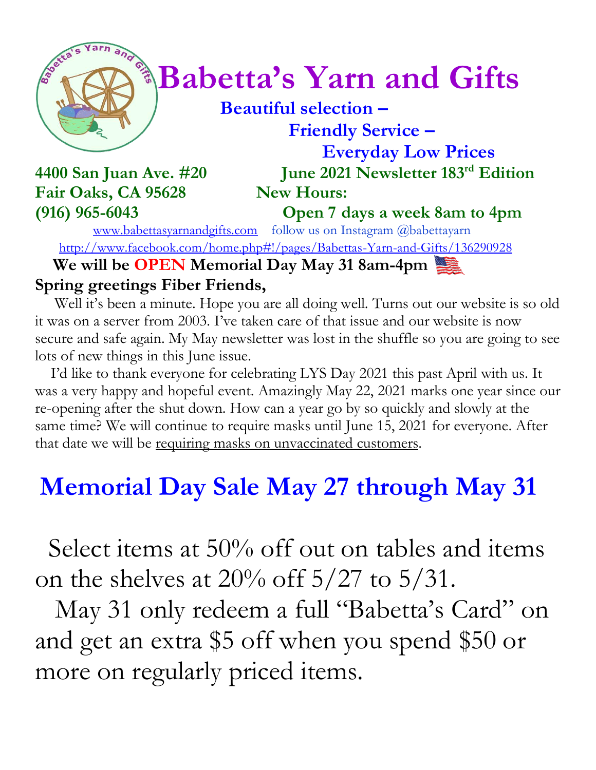# Babetta's Yarn and Gifts

**Beautiful selection –**
**Friendly Service –**
**Everyday Low Prices**

**4400 San Juan Ave. #20**
**Fair Oaks, CA 95628**
**(916) 965-6043**

**June 2021 Newsletter 183rd Edition**
**New Hours:**
**Open 7 days a week 8am to 4pm**

www.babettasyarnandgifts.com follow us on Instagram @babettayarn
http://www.facebook.com/home.php#!/pages/Babettas-Yarn-and-Gifts/136290928

**We will be OPEN Memorial Day May 31 8am-4pm**

**Spring greetings Fiber Friends,**

Well it's been a minute. Hope you are all doing well. Turns out our website is so old it was on a server from 2003. I've taken care of that issue and our website is now secure and safe again. My May newsletter was lost in the shuffle so you are going to see lots of new things in this June issue.

I'd like to thank everyone for celebrating LYS Day 2021 this past April with us. It was a very happy and hopeful event. Amazingly May 22, 2021 marks one year since our re-opening after the shut down. How can a year go by so quickly and slowly at the same time? We will continue to require masks until June 15, 2021 for everyone. After that date we will be requiring masks on unvaccinated customers.

## Memorial Day Sale May 27 through May 31

Select items at 50% off out on tables and items on the shelves at 20% off 5/27 to 5/31.

May 31 only redeem a full "Babetta's Card" on and get an extra $5 off when you spend $50 or more on regularly priced items.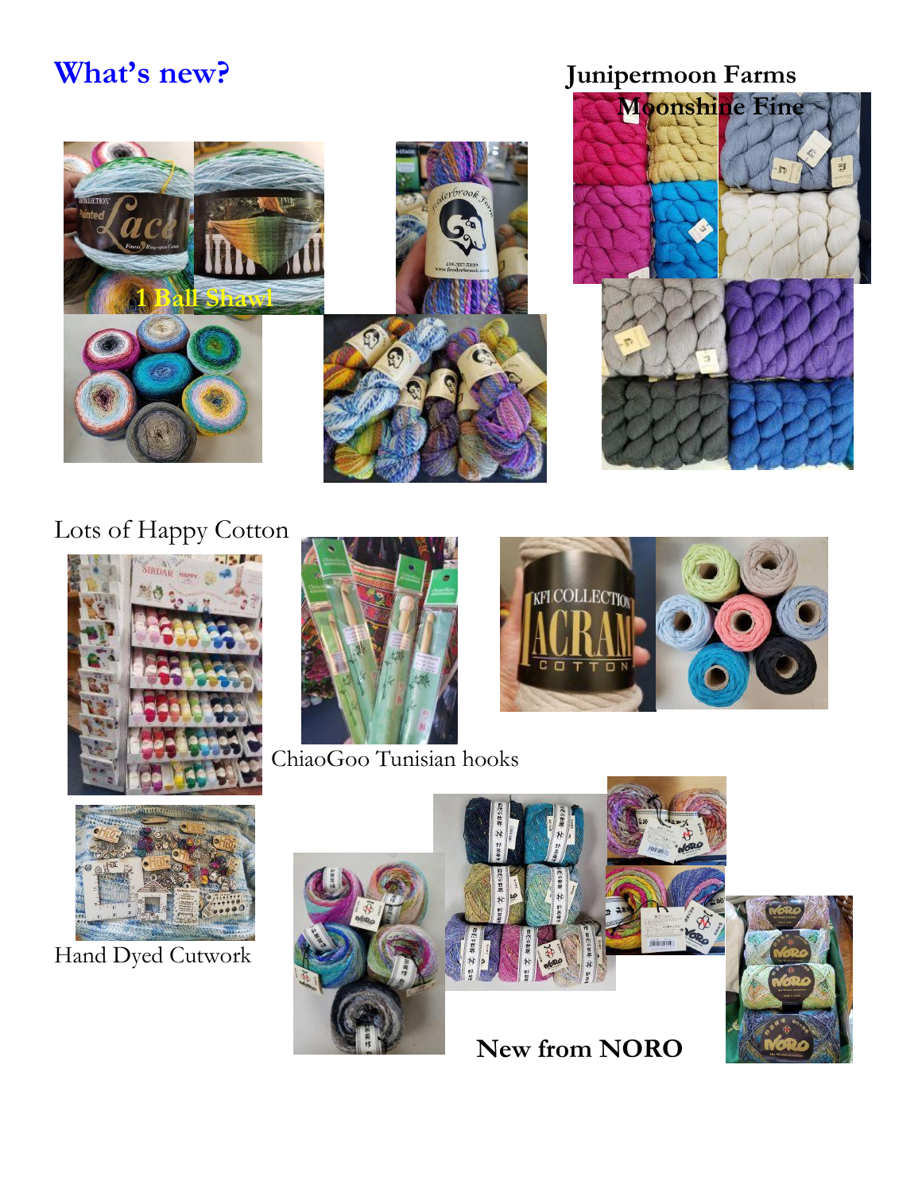# What's new?

**Junipermoon Farms Moonshine Fine**

1 Ball Shawl

Lots of Happy Cotton

ChiaoGoo Tunisian hooks

Hand Dyed Cutwork

**New from NORO**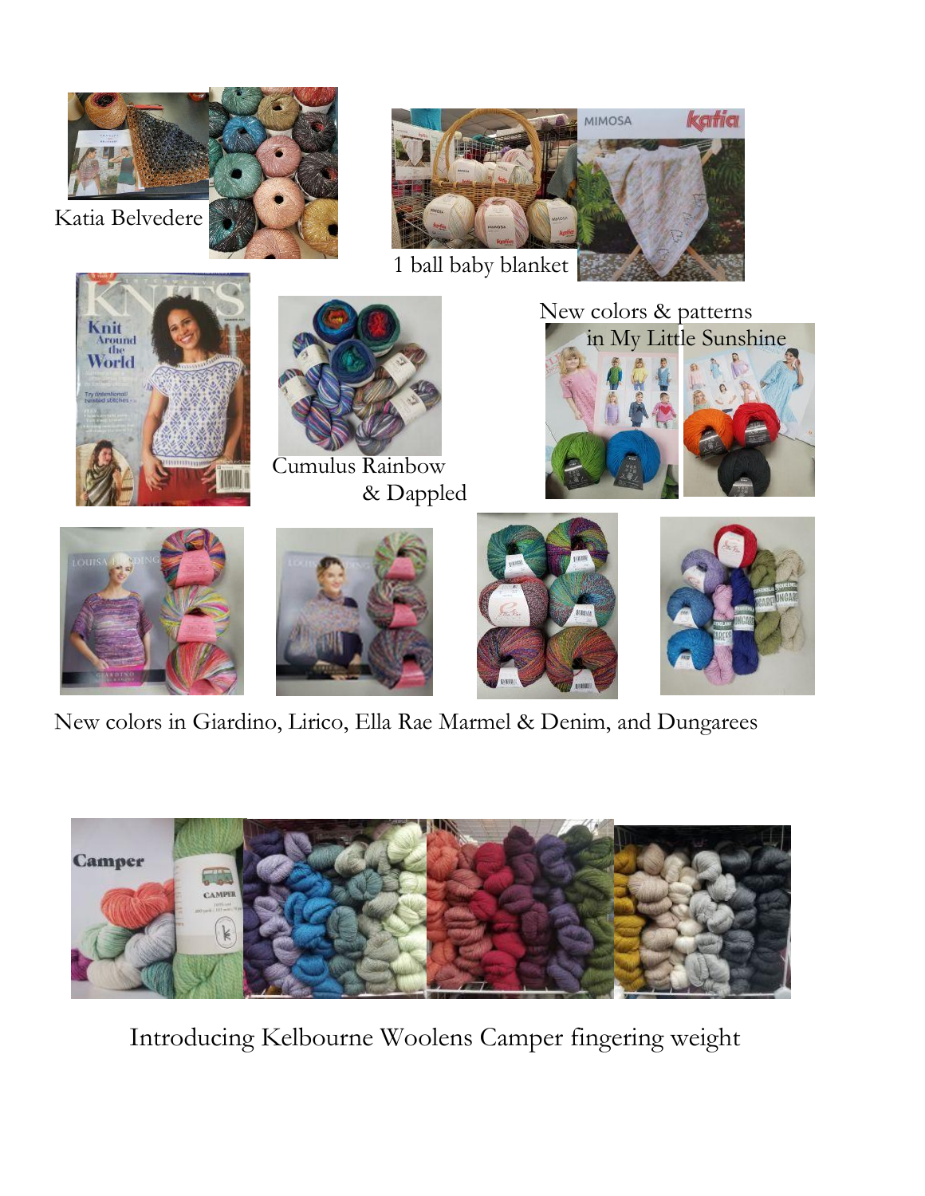Katia Belvedere

1 ball baby blanket

Cumulus Rainbow & Dappled

New colors & patterns in My Little Sunshine

New colors in Giardino, Lirico, Ella Rae Marmel & Denim, and Dungarees

Introducing Kelbourne Woolens Camper fingering weight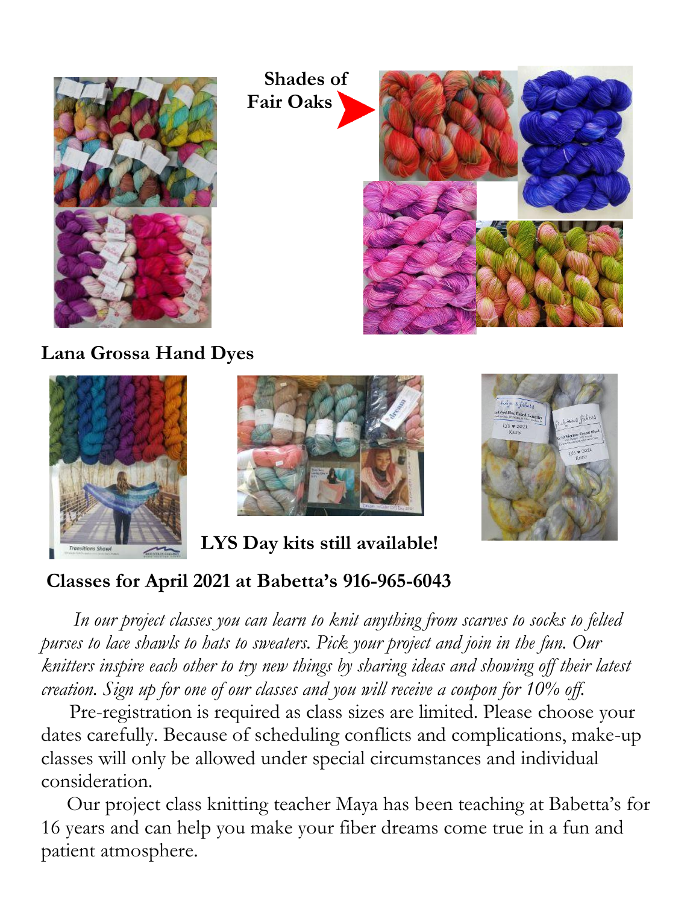**Shades of Fair Oaks**

**Lana Grossa Hand Dyes**

**LYS Day kits still available!**

**Classes for April 2021 at Babetta's 916-965-6043**

*In our project classes you can learn to knit anything from scarves to socks to felted purses to lace shawls to hats to sweaters. Pick your project and join in the fun. Our knitters inspire each other to try new things by sharing ideas and showing off their latest creation. Sign up for one of our classes and you will receive a coupon for 10% off.*

Pre-registration is required as class sizes are limited. Please choose your dates carefully. Because of scheduling conflicts and complications, make-up classes will only be allowed under special circumstances and individual consideration.

Our project class knitting teacher Maya has been teaching at Babetta's for 16 years and can help you make your fiber dreams come true in a fun and patient atmosphere.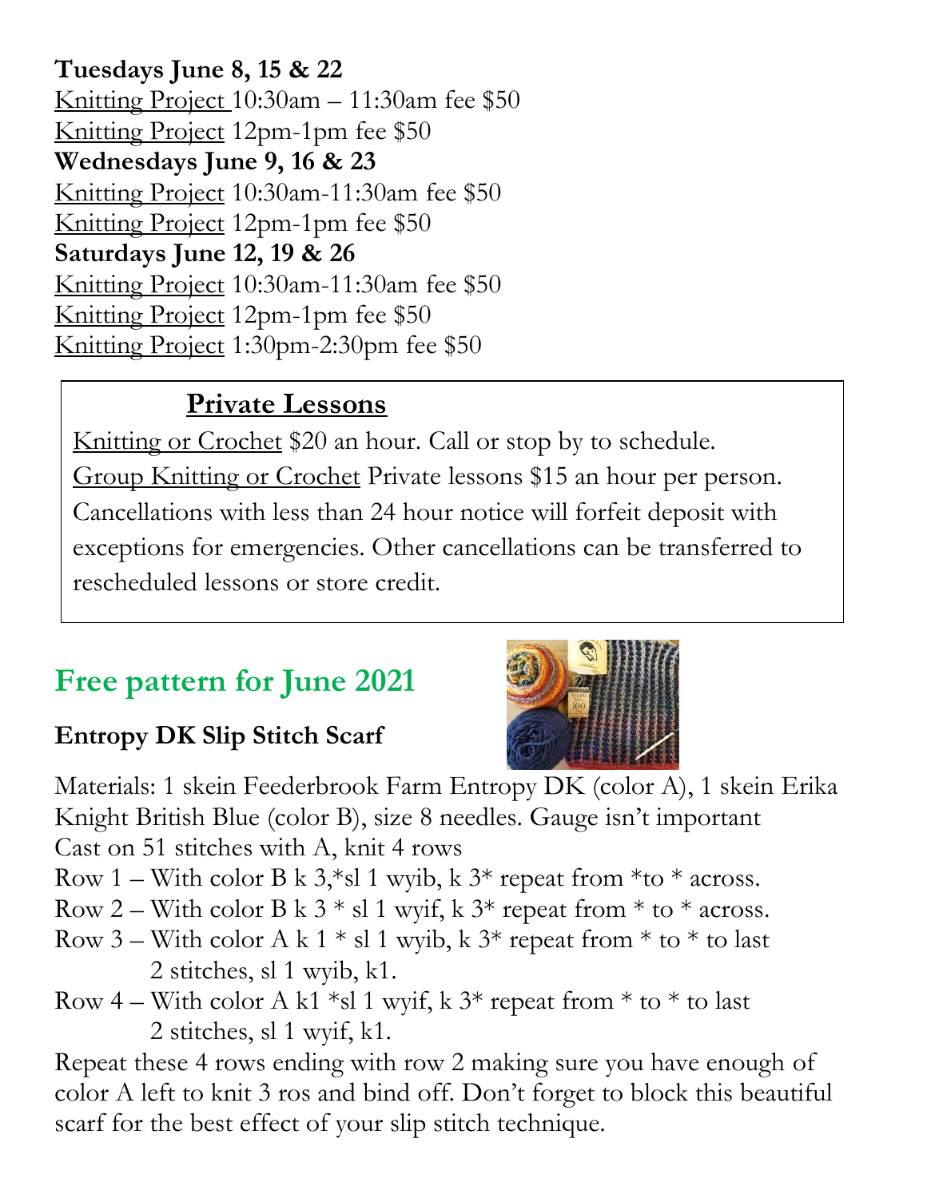**Tuesdays June 8, 15 & 22**
Knitting Project 10:30am – 11:30am fee $50
Knitting Project 12pm-1pm fee $50
**Wednesdays June 9, 16 & 23**
Knitting Project 10:30am-11:30am fee $50
Knitting Project 12pm-1pm fee $50
**Saturdays June 12, 19 & 26**
Knitting Project 10:30am-11:30am fee $50
Knitting Project 12pm-1pm fee $50
Knitting Project 1:30pm-2:30pm fee $50

## Private Lessons

Knitting or Crochet $20 an hour. Call or stop by to schedule.
Group Knitting or Crochet Private lessons $15 an hour per person. Cancellations with less than 24 hour notice will forfeit deposit with exceptions for emergencies. Other cancellations can be transferred to rescheduled lessons or store credit.

## Free pattern for June 2021

### Entropy DK Slip Stitch Scarf

Materials: 1 skein Feederbrook Farm Entropy DK (color A), 1 skein Erika Knight British Blue (color B), size 8 needles. Gauge isn't important
Cast on 51 stitches with A, knit 4 rows
Row 1 – With color B k 3,*sl 1 wyib, k 3* repeat from *to * across.
Row 2 – With color B k 3 * sl 1 wyif, k 3* repeat from * to * across.
Row 3 – With color A k 1 * sl 1 wyib, k 3* repeat from * to * to last 2 stitches, sl 1 wyib, k1.
Row 4 – With color A k1 *sl 1 wyif, k 3* repeat from * to * to last 2 stitches, sl 1 wyif, k1.
Repeat these 4 rows ending with row 2 making sure you have enough of color A left to knit 3 ros and bind off. Don't forget to block this beautiful scarf for the best effect of your slip stitch technique.